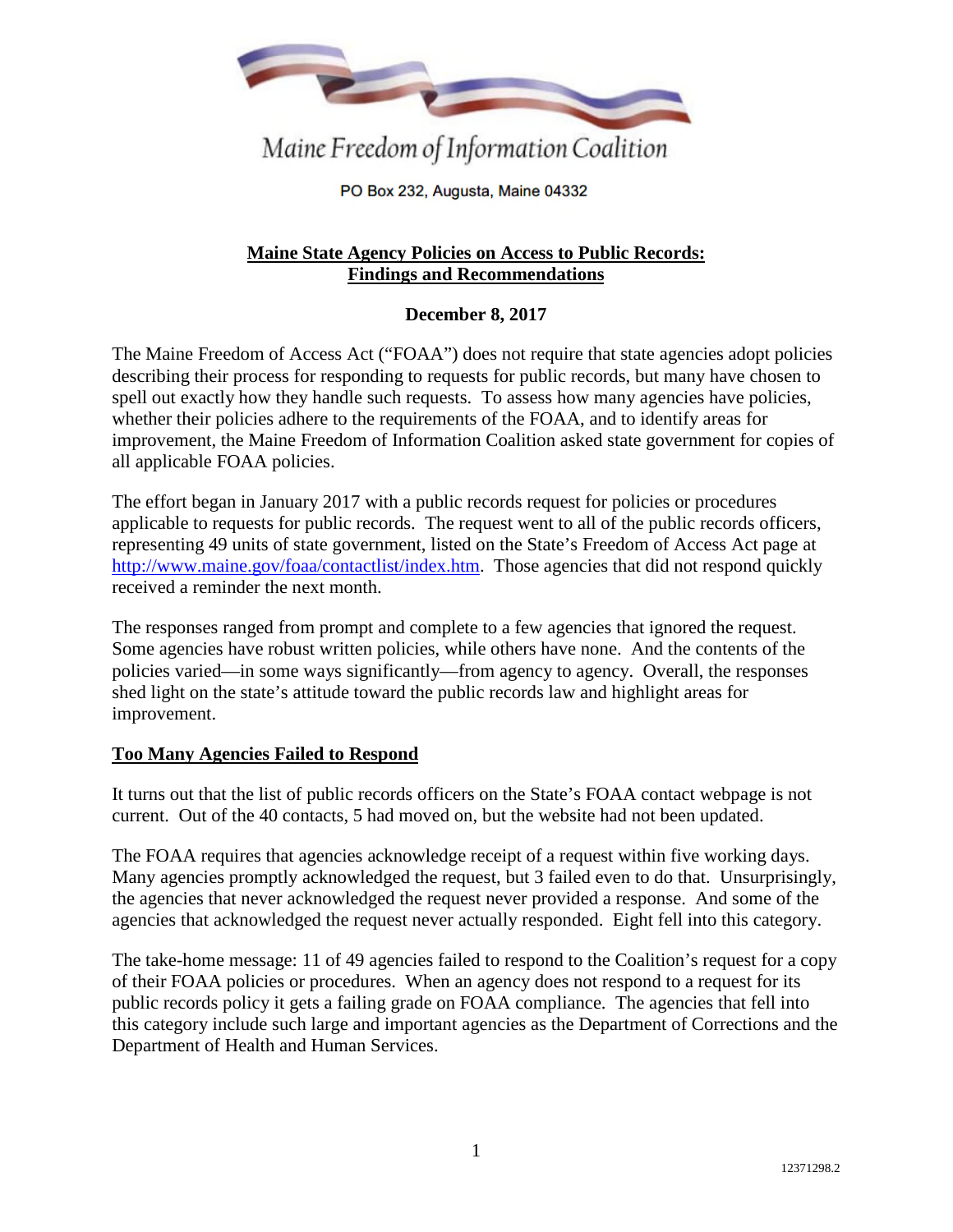Maine Freedom of Information Coalition

PO Box 232, Augusta, Maine 04332

# Maine State Agency Policies on Access to Public Records: Findings and Recommendations

**December 8, 2017**

The Maine Freedom of Access Act ("FOAA") does not require that state agencies adopt policies describing their process for responding to requests for public records, but many have chosen to spell out exactly how they handle such requests. To assess how many agencies have policies, whether their policies adhere to the requirements of the FOAA, and to identify areas for improvement, the Maine Freedom of Information Coalition asked state government for copies of all applicable FOAA policies.

The effort began in January 2017 with a public records request for policies or procedures applicable to requests for public records. The request went to all of the public records officers, representing 49 units of state government, listed on the State's Freedom of Access Act page at http://www.maine.gov/foaa/contactlist/index.htm. Those agencies that did not respond quickly received a reminder the next month.

The responses ranged from prompt and complete to a few agencies that ignored the request. Some agencies have robust written policies, while others have none. And the contents of the policies varied—in some ways significantly—from agency to agency. Overall, the responses shed light on the state's attitude toward the public records law and highlight areas for improvement.

## Too Many Agencies Failed to Respond

It turns out that the list of public records officers on the State's FOAA contact webpage is not current. Out of the 40 contacts, 5 had moved on, but the website had not been updated.

The FOAA requires that agencies acknowledge receipt of a request within five working days. Many agencies promptly acknowledged the request, but 3 failed even to do that. Unsurprisingly, the agencies that never acknowledged the request never provided a response. And some of the agencies that acknowledged the request never actually responded. Eight fell into this category.

The take-home message: 11 of 49 agencies failed to respond to the Coalition's request for a copy of their FOAA policies or procedures. When an agency does not respond to a request for its public records policy it gets a failing grade on FOAA compliance. The agencies that fell into this category include such large and important agencies as the Department of Corrections and the Department of Health and Human Services.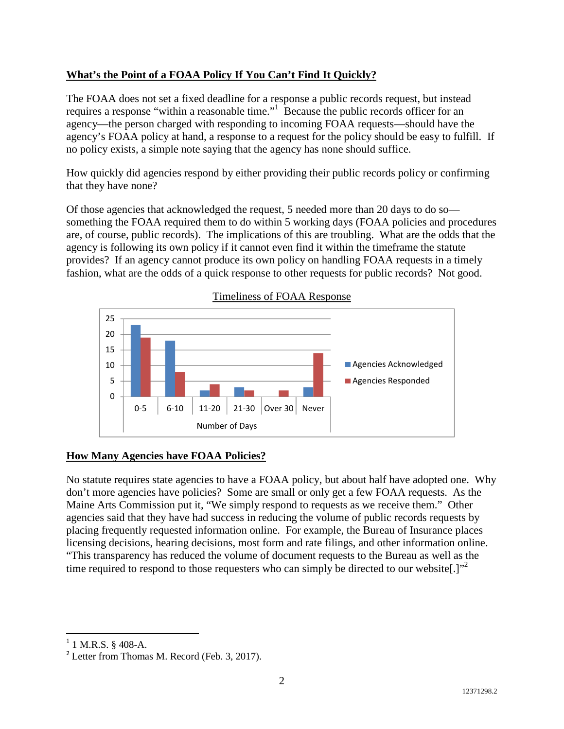## What's the Point of a FOAA Policy If You Can't Find It Quickly?

The FOAA does not set a fixed deadline for a response a public records request, but instead requires a response "within a reasonable time."[1] Because the public records officer for an agency—the person charged with responding to incoming FOAA requests—should have the agency's FOAA policy at hand, a response to a request for the policy should be easy to fulfill. If no policy exists, a simple note saying that the agency has none should suffice.

How quickly did agencies respond by either providing their public records policy or confirming that they have none?

Of those agencies that acknowledged the request, 5 needed more than 20 days to do so—something the FOAA required them to do within 5 working days (FOAA policies and procedures are, of course, public records). The implications of this are troubling. What are the odds that the agency is following its own policy if it cannot even find it within the timeframe the statute provides? If an agency cannot produce its own policy on handling FOAA requests in a timely fashion, what are the odds of a quick response to other requests for public records? Not good.

Timeliness of FOAA Response

| Number of Days | Agencies Acknowledged | Agencies Responded |
|---|---|---|
| 0-5 | 23 | 19 |
| 6-10 | 18 | 8 |
| 11-20 | 2 | 4 |
| 21-30 | 3 | 2 |
| Over 30 | 0 | 2 |
| Never | 3 | 14 |

## How Many Agencies have FOAA Policies?

No statute requires state agencies to have a FOAA policy, but about half have adopted one. Why don't more agencies have policies? Some are small or only get a few FOAA requests. As the Maine Arts Commission put it, "We simply respond to requests as we receive them." Other agencies said that they have had success in reducing the volume of public records requests by placing frequently requested information online. For example, the Bureau of Insurance places licensing decisions, hearing decisions, most form and rate filings, and other information online. "This transparency has reduced the volume of document requests to the Bureau as well as the time required to respond to those requesters who can simply be directed to our website[.]"[2]

---

[1] 1 M.R.S. § 408-A.

[2] Letter from Thomas M. Record (Feb. 3, 2017).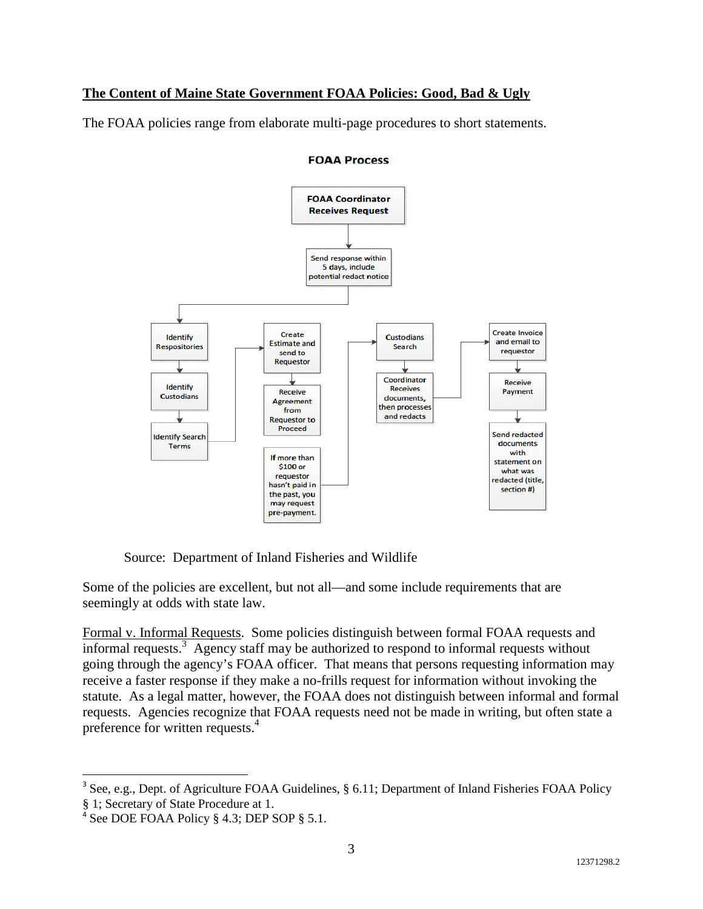## The Content of Maine State Government FOAA Policies: Good, Bad & Ugly

The FOAA policies range from elaborate multi-page procedures to short statements.

**FOAA Process**

- FOAA Coordinator Receives Request
- Send response within 5 days, include potential redact notice
- Identify Respositories
- Identify Custodians
- Identify Search Terms
- Create Estimate and send to Requestor
- Receive Agreement from Requestor to Proceed
- If more than $100 or requestor hasn't paid in the past, you may request pre-payment.
- Custodians Search
- Coordinator Receives documents, then processes and redacts
- Create Invoice and email to requestor
- Receive Payment
- Send redacted documents with statement on what was redacted (title, section #)

Source: Department of Inland Fisheries and Wildlife

Some of the policies are excellent, but not all—and some include requirements that are seemingly at odds with state law.

Formal v. Informal Requests. Some policies distinguish between formal FOAA requests and informal requests.[3] Agency staff may be authorized to respond to informal requests without going through the agency's FOAA officer. That means that persons requesting information may receive a faster response if they make a no-frills request for information without invoking the statute. As a legal matter, however, the FOAA does not distinguish between informal and formal requests. Agencies recognize that FOAA requests need not be made in writing, but often state a preference for written requests.[4]

---

[3] See, e.g., Dept. of Agriculture FOAA Guidelines, § 6.11; Department of Inland Fisheries FOAA Policy § 1; Secretary of State Procedure at 1.

[4] See DOE FOAA Policy § 4.3; DEP SOP § 5.1.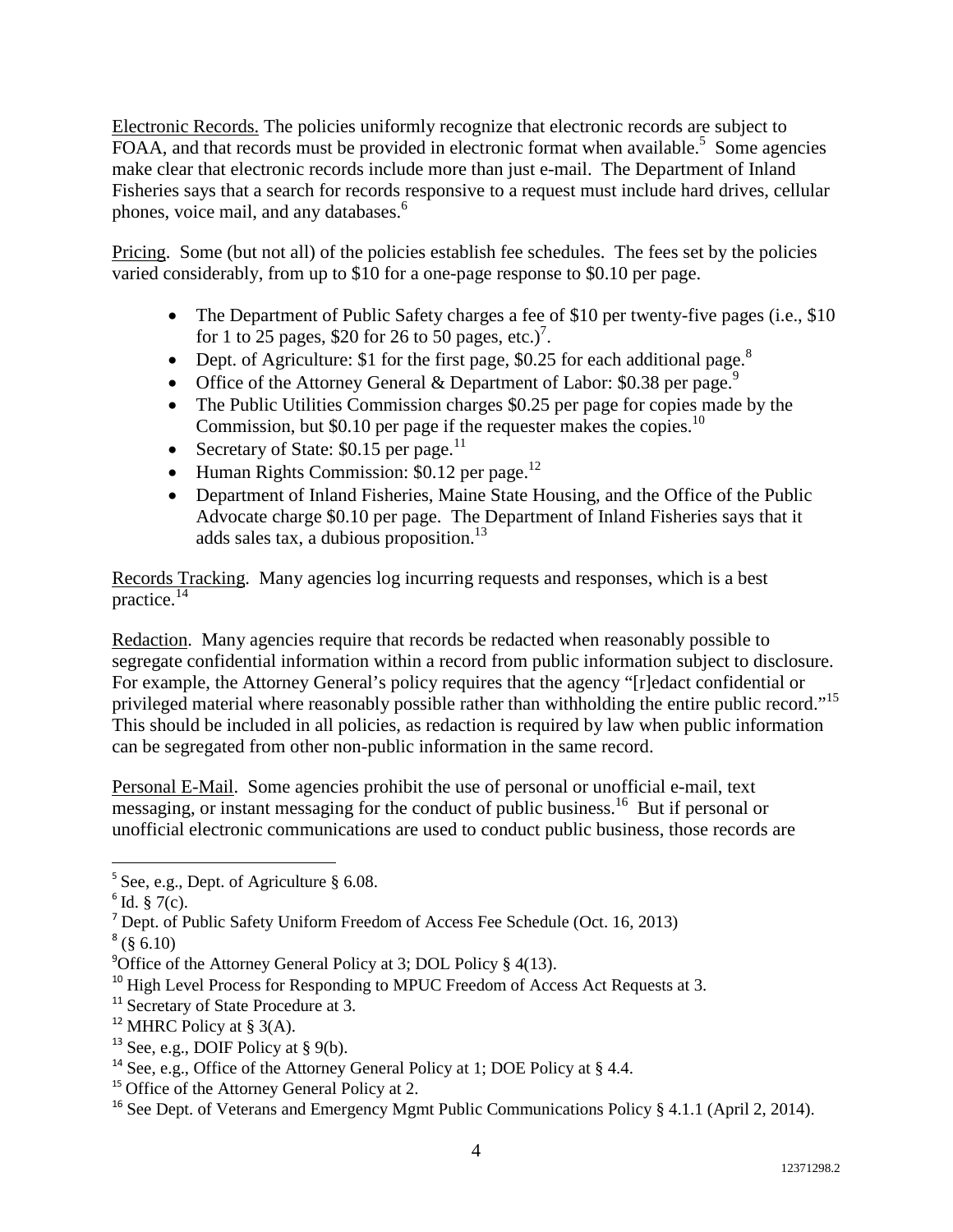Electronic Records. The policies uniformly recognize that electronic records are subject to FOAA, and that records must be provided in electronic format when available.[5] Some agencies make clear that electronic records include more than just e-mail. The Department of Inland Fisheries says that a search for records responsive to a request must include hard drives, cellular phones, voice mail, and any databases.[6]

Pricing. Some (but not all) of the policies establish fee schedules. The fees set by the policies varied considerably, from up to $10 for a one-page response to $0.10 per page.

- The Department of Public Safety charges a fee of $10 per twenty-five pages (i.e., $10 for 1 to 25 pages, $20 for 26 to 50 pages, etc.)[7].
- Dept. of Agriculture: $1 for the first page, $0.25 for each additional page.[8]
- Office of the Attorney General & Department of Labor: $0.38 per page.[9]
- The Public Utilities Commission charges $0.25 per page for copies made by the Commission, but $0.10 per page if the requester makes the copies.[10]
- Secretary of State: $0.15 per page.[11]
- Human Rights Commission: $0.12 per page.[12]
- Department of Inland Fisheries, Maine State Housing, and the Office of the Public Advocate charge $0.10 per page. The Department of Inland Fisheries says that it adds sales tax, a dubious proposition.[13]

Records Tracking. Many agencies log incurring requests and responses, which is a best practice.[14]

Redaction. Many agencies require that records be redacted when reasonably possible to segregate confidential information within a record from public information subject to disclosure. For example, the Attorney General's policy requires that the agency "[r]edact confidential or privileged material where reasonably possible rather than withholding the entire public record."[15] This should be included in all policies, as redaction is required by law when public information can be segregated from other non-public information in the same record.

Personal E-Mail. Some agencies prohibit the use of personal or unofficial e-mail, text messaging, or instant messaging for the conduct of public business.[16] But if personal or unofficial electronic communications are used to conduct public business, those records are

---

[5] See, e.g., Dept. of Agriculture § 6.08.
[6] Id. § 7(c).
[7] Dept. of Public Safety Uniform Freedom of Access Fee Schedule (Oct. 16, 2013)
[8] (§ 6.10)
[9] Office of the Attorney General Policy at 3; DOL Policy § 4(13).
[10] High Level Process for Responding to MPUC Freedom of Access Act Requests at 3.
[11] Secretary of State Procedure at 3.
[12] MHRC Policy at § 3(A).
[13] See, e.g., DOIF Policy at § 9(b).
[14] See, e.g., Office of the Attorney General Policy at 1; DOE Policy at § 4.4.
[15] Office of the Attorney General Policy at 2.
[16] See Dept. of Veterans and Emergency Mgmt Public Communications Policy § 4.1.1 (April 2, 2014).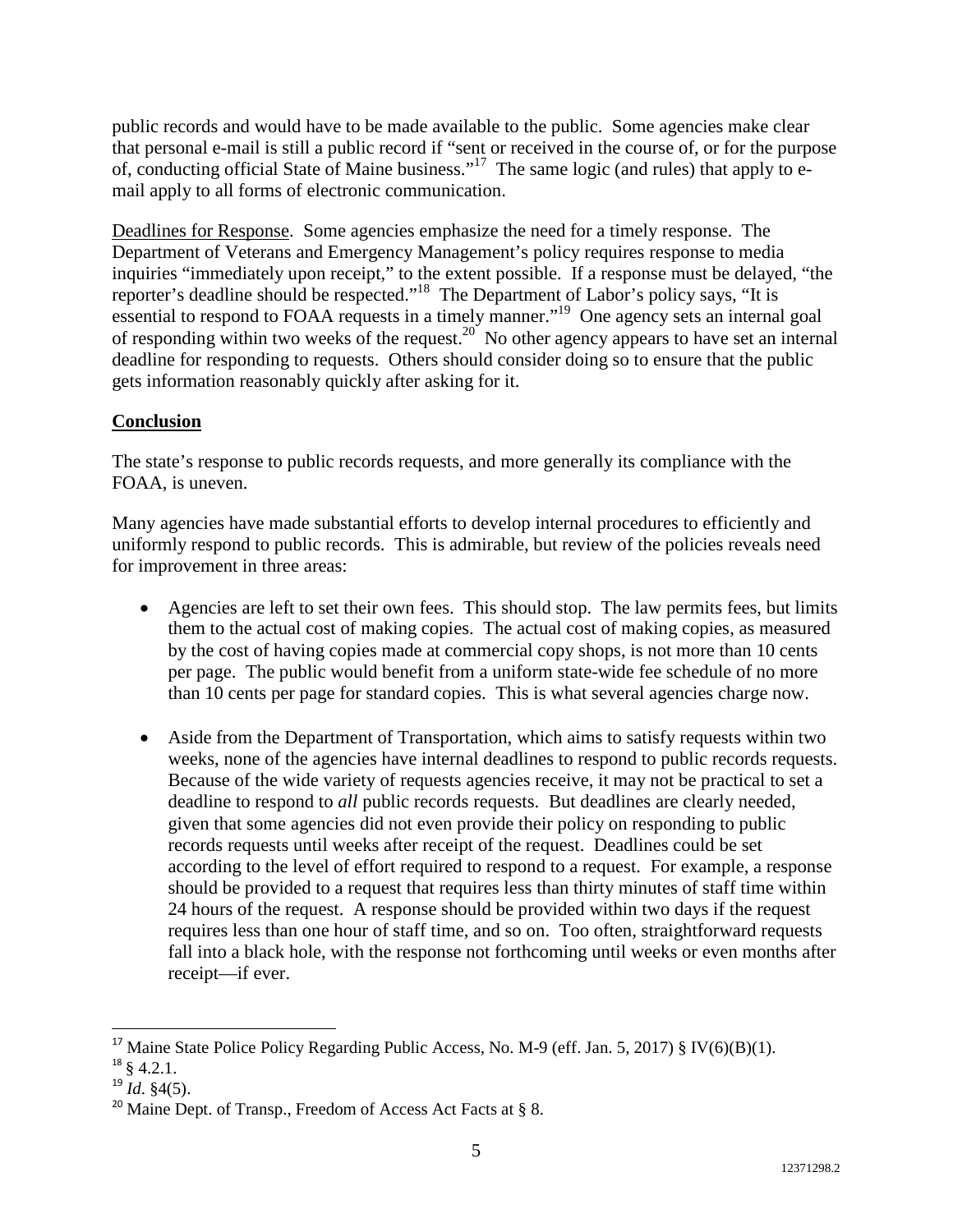public records and would have to be made available to the public. Some agencies make clear that personal e-mail is still a public record if "sent or received in the course of, or for the purpose of, conducting official State of Maine business."[17] The same logic (and rules) that apply to e-mail apply to all forms of electronic communication.

Deadlines for Response. Some agencies emphasize the need for a timely response. The Department of Veterans and Emergency Management's policy requires response to media inquiries "immediately upon receipt," to the extent possible. If a response must be delayed, "the reporter's deadline should be respected."[18] The Department of Labor's policy says, "It is essential to respond to FOAA requests in a timely manner."[19] One agency sets an internal goal of responding within two weeks of the request.[20] No other agency appears to have set an internal deadline for responding to requests. Others should consider doing so to ensure that the public gets information reasonably quickly after asking for it.

## Conclusion

The state's response to public records requests, and more generally its compliance with the FOAA, is uneven.

Many agencies have made substantial efforts to develop internal procedures to efficiently and uniformly respond to public records. This is admirable, but review of the policies reveals need for improvement in three areas:

- Agencies are left to set their own fees. This should stop. The law permits fees, but limits them to the actual cost of making copies. The actual cost of making copies, as measured by the cost of having copies made at commercial copy shops, is not more than 10 cents per page. The public would benefit from a uniform state-wide fee schedule of no more than 10 cents per page for standard copies. This is what several agencies charge now.

- Aside from the Department of Transportation, which aims to satisfy requests within two weeks, none of the agencies have internal deadlines to respond to public records requests. Because of the wide variety of requests agencies receive, it may not be practical to set a deadline to respond to *all* public records requests. But deadlines are clearly needed, given that some agencies did not even provide their policy on responding to public records requests until weeks after receipt of the request. Deadlines could be set according to the level of effort required to respond to a request. For example, a response should be provided to a request that requires less than thirty minutes of staff time within 24 hours of the request. A response should be provided within two days if the request requires less than one hour of staff time, and so on. Too often, straightforward requests fall into a black hole, with the response not forthcoming until weeks or even months after receipt—if ever.

---

[17] Maine State Police Policy Regarding Public Access, No. M-9 (eff. Jan. 5, 2017) § IV(6)(B)(1).

[18] § 4.2.1.

[19] *Id*. §4(5).

[20] Maine Dept. of Transp., Freedom of Access Act Facts at § 8.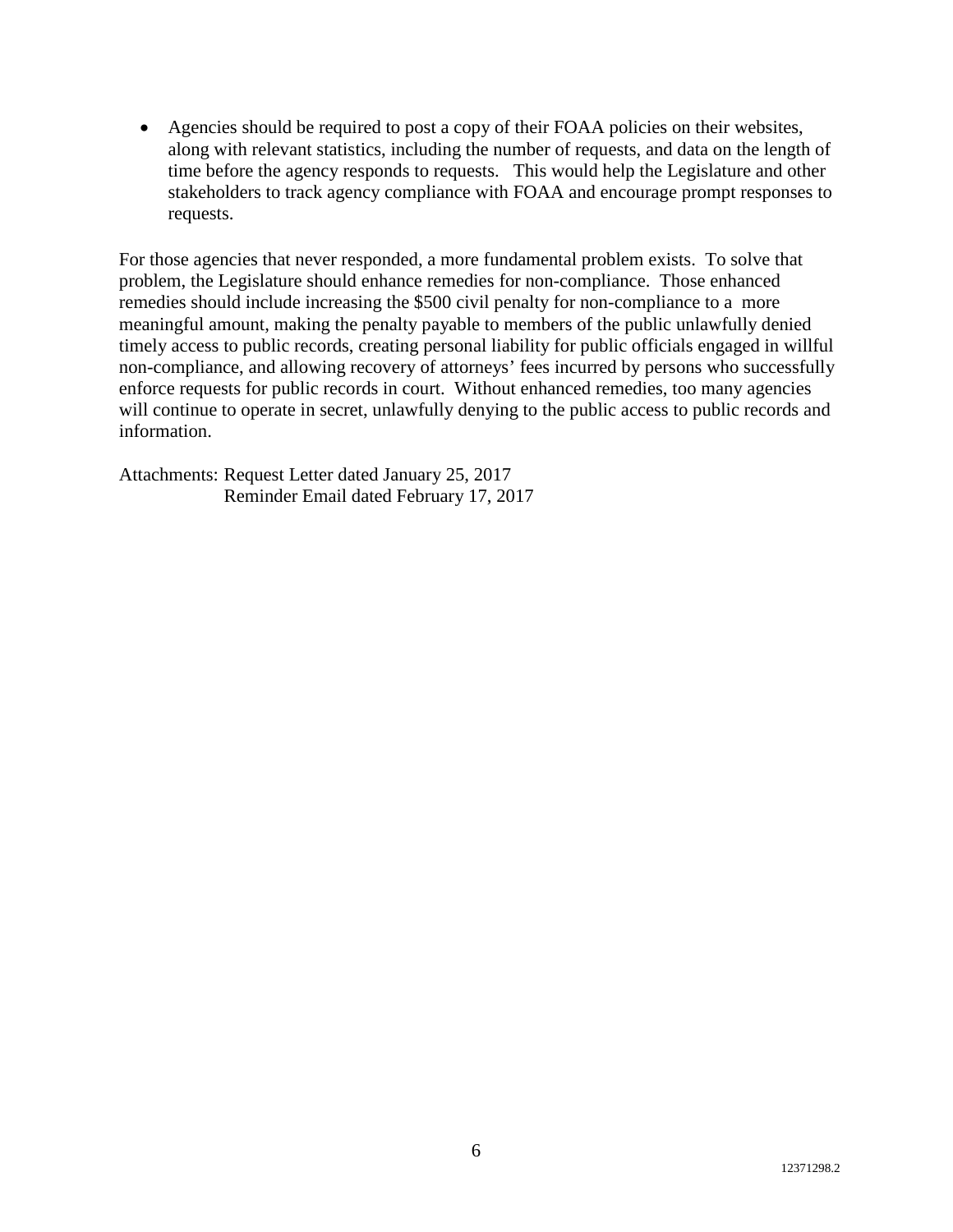- Agencies should be required to post a copy of their FOAA policies on their websites, along with relevant statistics, including the number of requests, and data on the length of time before the agency responds to requests. This would help the Legislature and other stakeholders to track agency compliance with FOAA and encourage prompt responses to requests.

For those agencies that never responded, a more fundamental problem exists. To solve that problem, the Legislature should enhance remedies for non-compliance. Those enhanced remedies should include increasing the $500 civil penalty for non-compliance to a more meaningful amount, making the penalty payable to members of the public unlawfully denied timely access to public records, creating personal liability for public officials engaged in willful non-compliance, and allowing recovery of attorneys' fees incurred by persons who successfully enforce requests for public records in court. Without enhanced remedies, too many agencies will continue to operate in secret, unlawfully denying to the public access to public records and information.

Attachments: Request Letter dated January 25, 2017
Reminder Email dated February 17, 2017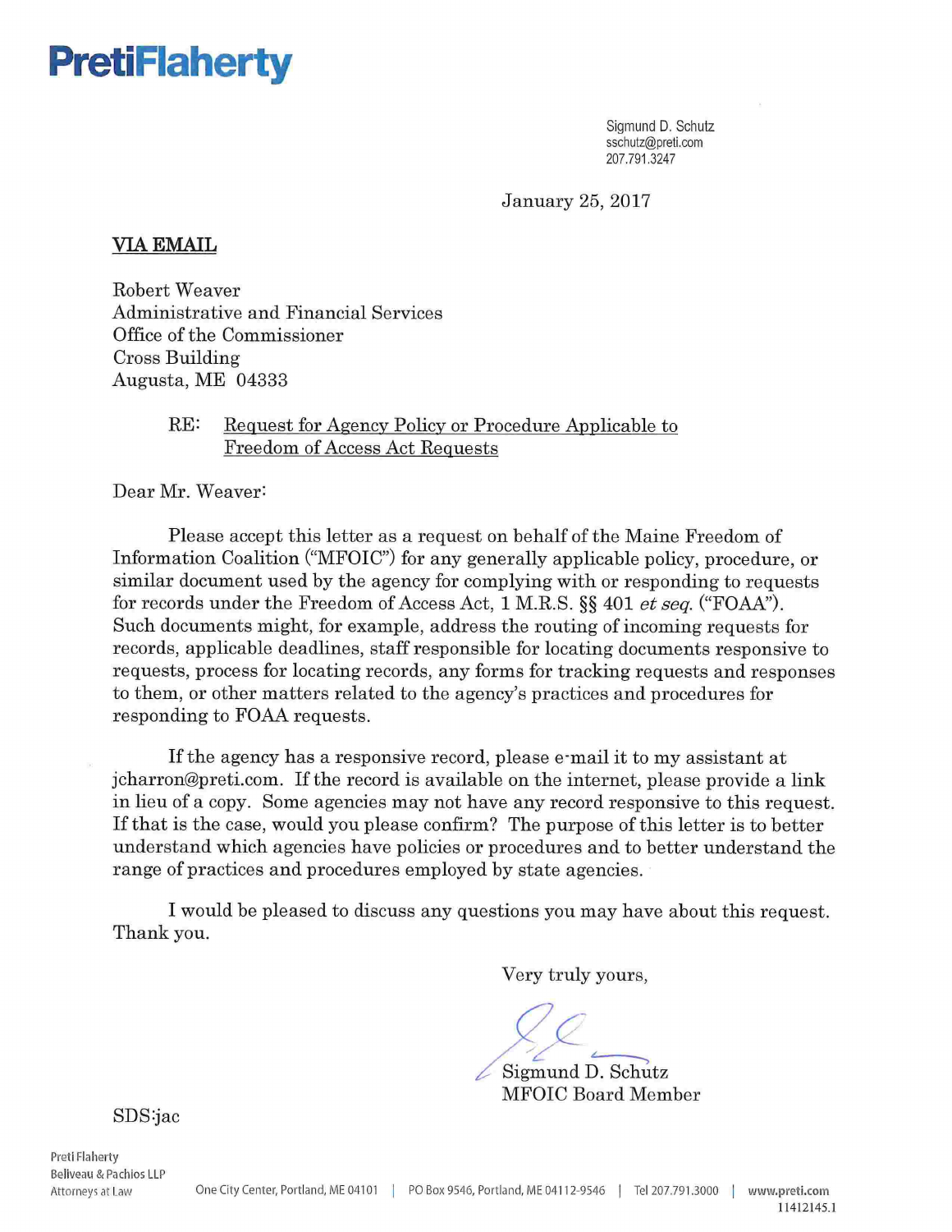# PretiFlaherty

Sigmund D. Schutz
sschutz@preti.com
207.791.3247

January 25, 2017

**VIA EMAIL**

Robert Weaver
Administrative and Financial Services
Office of the Commissioner
Cross Building
Augusta, ME 04333

RE: Request for Agency Policy or Procedure Applicable to Freedom of Access Act Requests

Dear Mr. Weaver:

Please accept this letter as a request on behalf of the Maine Freedom of Information Coalition ("MFOIC") for any generally applicable policy, procedure, or similar document used by the agency for complying with or responding to requests for records under the Freedom of Access Act, 1 M.R.S. §§ 401 *et seq.* ("FOAA"). Such documents might, for example, address the routing of incoming requests for records, applicable deadlines, staff responsible for locating documents responsive to requests, process for locating records, any forms for tracking requests and responses to them, or other matters related to the agency's practices and procedures for responding to FOAA requests.

If the agency has a responsive record, please e-mail it to my assistant at jcharron@preti.com. If the record is available on the internet, please provide a link in lieu of a copy. Some agencies may not have any record responsive to this request. If that is the case, would you please confirm? The purpose of this letter is to better understand which agencies have policies or procedures and to better understand the range of practices and procedures employed by state agencies.

I would be pleased to discuss any questions you may have about this request. Thank you.

Very truly yours,

Sigmund D. Schutz
MFOIC Board Member

SDS:jac

Preti Flaherty
Beliveau & Pachios LLP
Attorneys at Law

One City Center, Portland, ME 04101 | PO Box 9546, Portland, ME 04112-9546 | Tel 207.791.3000 | www.preti.com

11412145.1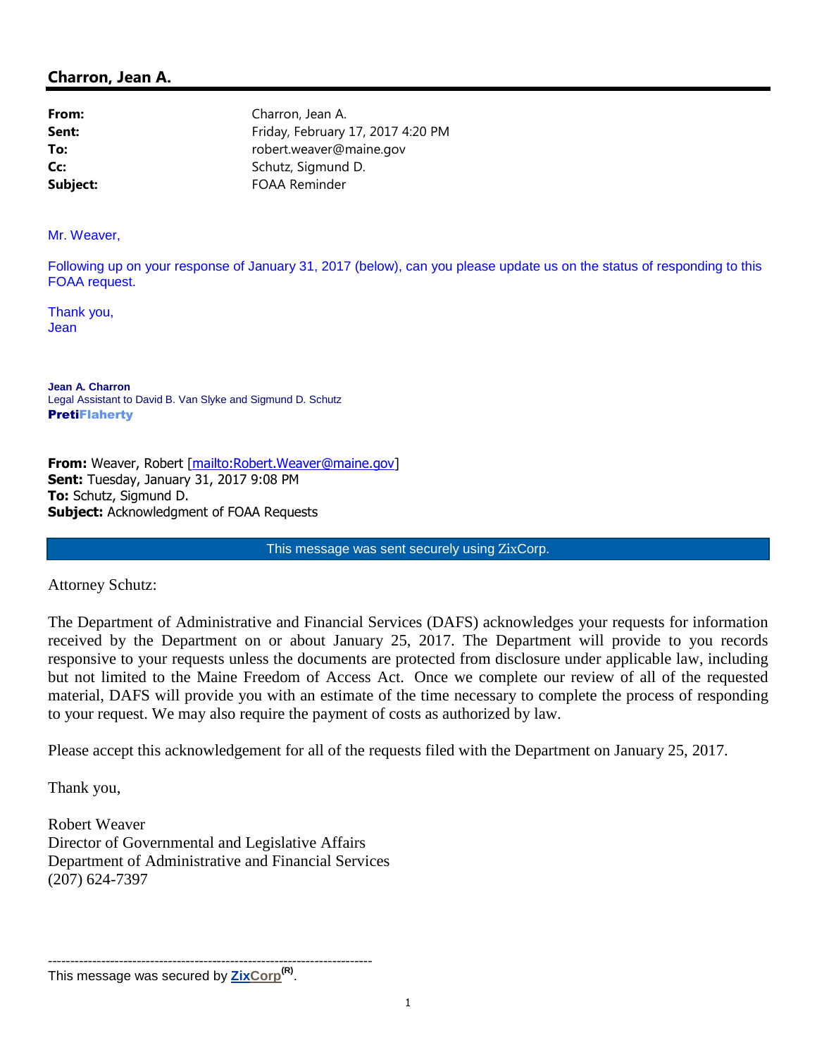## Charron, Jean A.

---

**From:** Charron, Jean A.
**Sent:** Friday, February 17, 2017 4:20 PM
**To:** robert.weaver@maine.gov
**Cc:** Schutz, Sigmund D.
**Subject:** FOAA Reminder

Mr. Weaver,

Following up on your response of January 31, 2017 (below), can you please update us on the status of responding to this FOAA request.

Thank you,
Jean

**Jean A. Charron**
Legal Assistant to David B. Van Slyke and Sigmund D. Schutz
**PretiFlaherty**

**From:** Weaver, Robert [mailto:Robert.Weaver@maine.gov]
**Sent:** Tuesday, January 31, 2017 9:08 PM
**To:** Schutz, Sigmund D.
**Subject:** Acknowledgment of FOAA Requests

This message was sent securely using ZixCorp.

Attorney Schutz:

The Department of Administrative and Financial Services (DAFS) acknowledges your requests for information received by the Department on or about January 25, 2017. The Department will provide to you records responsive to your requests unless the documents are protected from disclosure under applicable law, including but not limited to the Maine Freedom of Access Act. Once we complete our review of all of the requested material, DAFS will provide you with an estimate of the time necessary to complete the process of responding to your request. We may also require the payment of costs as authorized by law.

Please accept this acknowledgement for all of the requests filed with the Department on January 25, 2017.

Thank you,

Robert Weaver
Director of Governmental and Legislative Affairs
Department of Administrative and Financial Services
(207) 624-7397

---

This message was secured by ZixCorp[(R)].